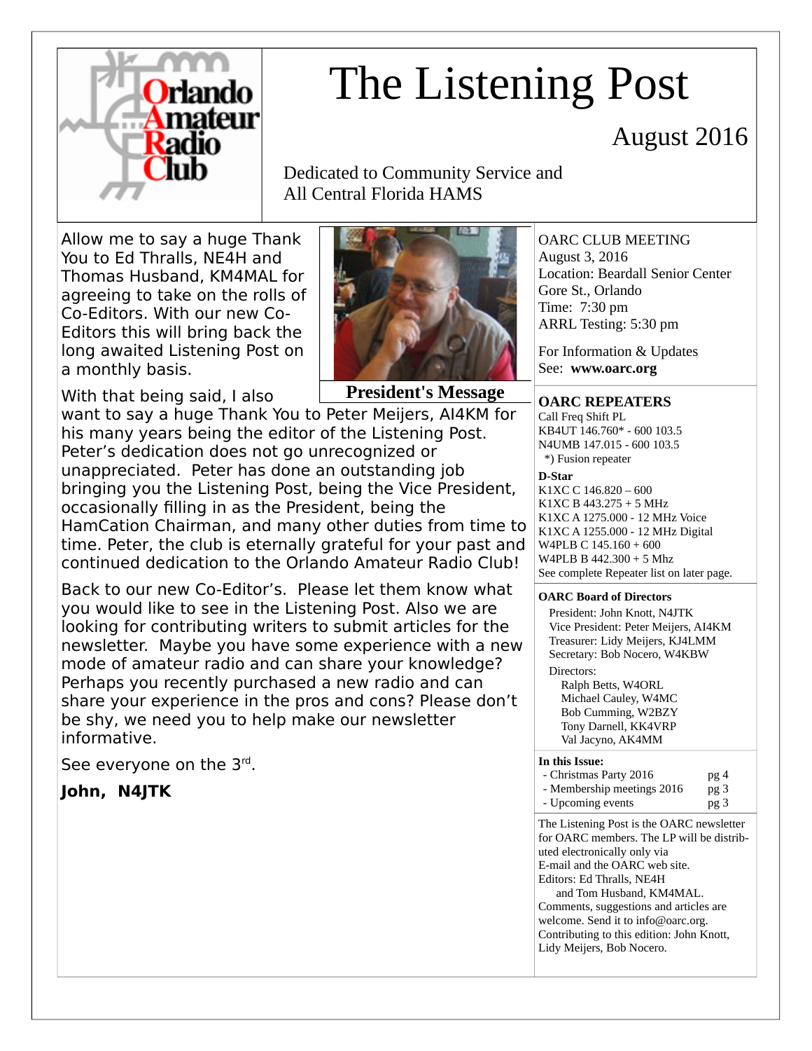# The Listening Post

August 2016

Dedicated to Community Service and All Central Florida HAMS

Allow me to say a huge Thank You to Ed Thralls, NE4H and Thomas Husband, KM4MAL for agreeing to take on the rolls of Co-Editors. With our new Co-Editors this will bring back the long awaited Listening Post on a monthly basis.

**President's Message**

With that being said, I also want to say a huge Thank You to Peter Meijers, AI4KM for his many years being the editor of the Listening Post. Peter's dedication does not go unrecognized or unappreciated. Peter has done an outstanding job bringing you the Listening Post, being the Vice President, occasionally filling in as the President, being the HamCation Chairman, and many other duties from time to time. Peter, the club is eternally grateful for your past and continued dedication to the Orlando Amateur Radio Club!

Back to our new Co-Editor's. Please let them know what you would like to see in the Listening Post. Also we are looking for contributing writers to submit articles for the newsletter. Maybe you have some experience with a new mode of amateur radio and can share your knowledge? Perhaps you recently purchased a new radio and can share your experience in the pros and cons? Please don't be shy, we need you to help make our newsletter informative.

See everyone on the 3rd.

**John, N4JTK**

OARC CLUB MEETING
August 3, 2016
Location: Beardall Senior Center
Gore St., Orlando
Time: 7:30 pm
ARRL Testing: 5:30 pm

For Information & Updates
See: **www.oarc.org**

**OARC REPEATERS**

Call Freq Shift PL
KB4UT 146.760* - 600 103.5
N4UMB 147.015 - 600 103.5
*) Fusion repeater

**D-Star**

K1XC C 146.820 – 600
K1XC B 443.275 + 5 MHz
K1XC A 1275.000 - 12 MHz Voice
K1XC A 1255.000 - 12 MHz Digital
W4PLB C 145.160 + 600
W4PLB B 442.300 + 5 Mhz
See complete Repeater list on later page.

**OARC Board of Directors**

President: John Knott, N4JTK
Vice President: Peter Meijers, AI4KM
Treasurer: Lidy Meijers, KJ4LMM
Secretary: Bob Nocero, W4KBW

Directors:
- Ralph Betts, W4ORL
- Michael Cauley, W4MC
- Bob Cumming, W2BZY
- Tony Darnell, KK4VRP
- Val Jacyno, AK4MM

**In this Issue:**

- Christmas Party 2016 pg 4
- Membership meetings 2016 pg 3
- Upcoming events pg 3

The Listening Post is the OARC newsletter for OARC members. The LP will be distributed electronically only via E-mail and the OARC web site.
Editors: Ed Thralls, NE4H and Tom Husband, KM4MAL.
Comments, suggestions and articles are welcome. Send it to info@oarc.org.
Contributing to this edition: John Knott, Lidy Meijers, Bob Nocero.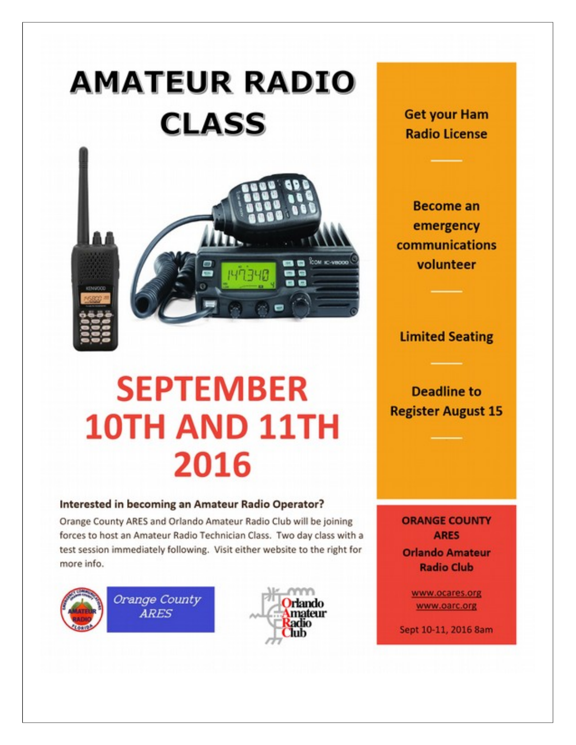# AMATEUR RADIO CLASS

# SEPTEMBER 10TH AND 11TH 2016

**Interested in becoming an Amateur Radio Operator?**

Orange County ARES and Orlando Amateur Radio Club will be joining forces to host an Amateur Radio Technician Class. Two day class with a test session immediately following. Visit either website to the right for more info.

Orange County ARES

Orlando Amateur Radio Club

**Get your Ham Radio License**

---

**Become an emergency communications volunteer**

---

**Limited Seating**

---

**Deadline to Register August 15**

---

**ORANGE COUNTY ARES**
**Orlando Amateur Radio Club**

www.ocares.org
www.oarc.org

Sept 10-11, 2016 8am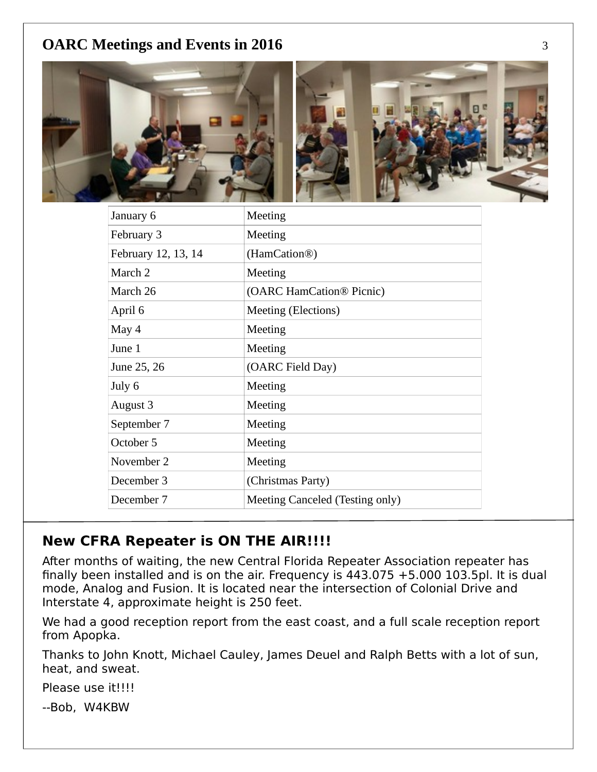## OARC Meetings and Events in 2016

| Date | Event |
|---|---|
| January 6 | Meeting |
| February 3 | Meeting |
| February 12, 13, 14 | (HamCation®) |
| March 2 | Meeting |
| March 26 | (OARC HamCation® Picnic) |
| April 6 | Meeting (Elections) |
| May 4 | Meeting |
| June 1 | Meeting |
| June 25, 26 | (OARC Field Day) |
| July 6 | Meeting |
| August 3 | Meeting |
| September 7 | Meeting |
| October 5 | Meeting |
| November 2 | Meeting |
| December 3 | (Christmas Party) |
| December 7 | Meeting Canceled (Testing only) |

## New CFRA Repeater is ON THE AIR!!!!

After months of waiting, the new Central Florida Repeater Association repeater has finally been installed and is on the air. Frequency is 443.075 +5.000 103.5pl. It is dual mode, Analog and Fusion. It is located near the intersection of Colonial Drive and Interstate 4, approximate height is 250 feet.

We had a good reception report from the east coast, and a full scale reception report from Apopka.

Thanks to John Knott, Michael Cauley, James Deuel and Ralph Betts with a lot of sun, heat, and sweat.

Please use it!!!!

--Bob, W4KBW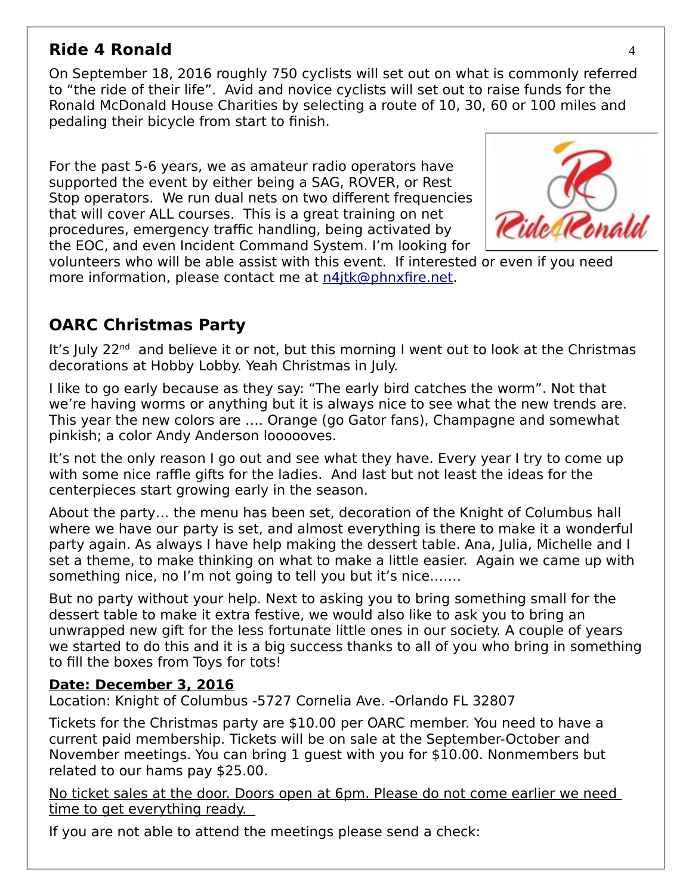## Ride 4 Ronald

On September 18, 2016 roughly 750 cyclists will set out on what is commonly referred to "the ride of their life". Avid and novice cyclists will set out to raise funds for the Ronald McDonald House Charities by selecting a route of 10, 30, 60 or 100 miles and pedaling their bicycle from start to finish.

For the past 5-6 years, we as amateur radio operators have supported the event by either being a SAG, ROVER, or Rest Stop operators. We run dual nets on two different frequencies that will cover ALL courses. This is a great training on net procedures, emergency traffic handling, being activated by the EOC, and even Incident Command System. I'm looking for volunteers who will be able assist with this event. If interested or even if you need more information, please contact me at n4jtk@phnxfire.net.

## OARC Christmas Party

It's July 22nd and believe it or not, but this morning I went out to look at the Christmas decorations at Hobby Lobby. Yeah Christmas in July.

I like to go early because as they say: "The early bird catches the worm". Not that we're having worms or anything but it is always nice to see what the new trends are. This year the new colors are …. Orange (go Gator fans), Champagne and somewhat pinkish; a color Andy Anderson loooooves.

It's not the only reason I go out and see what they have. Every year I try to come up with some nice raffle gifts for the ladies. And last but not least the ideas for the centerpieces start growing early in the season.

About the party… the menu has been set, decoration of the Knight of Columbus hall where we have our party is set, and almost everything is there to make it a wonderful party again. As always I have help making the dessert table. Ana, Julia, Michelle and I set a theme, to make thinking on what to make a little easier. Again we came up with something nice, no I'm not going to tell you but it's nice…….

But no party without your help. Next to asking you to bring something small for the dessert table to make it extra festive, we would also like to ask you to bring an unwrapped new gift for the less fortunate little ones in our society. A couple of years we started to do this and it is a big success thanks to all of you who bring in something to fill the boxes from Toys for tots!

**Date: December 3, 2016**

Location: Knight of Columbus -5727 Cornelia Ave. -Orlando FL 32807

Tickets for the Christmas party are $10.00 per OARC member. You need to have a current paid membership. Tickets will be on sale at the September-October and November meetings. You can bring 1 guest with you for $10.00. Nonmembers but related to our hams pay $25.00.

No ticket sales at the door. Doors open at 6pm. Please do not come earlier we need time to get everything ready.

If you are not able to attend the meetings please send a check: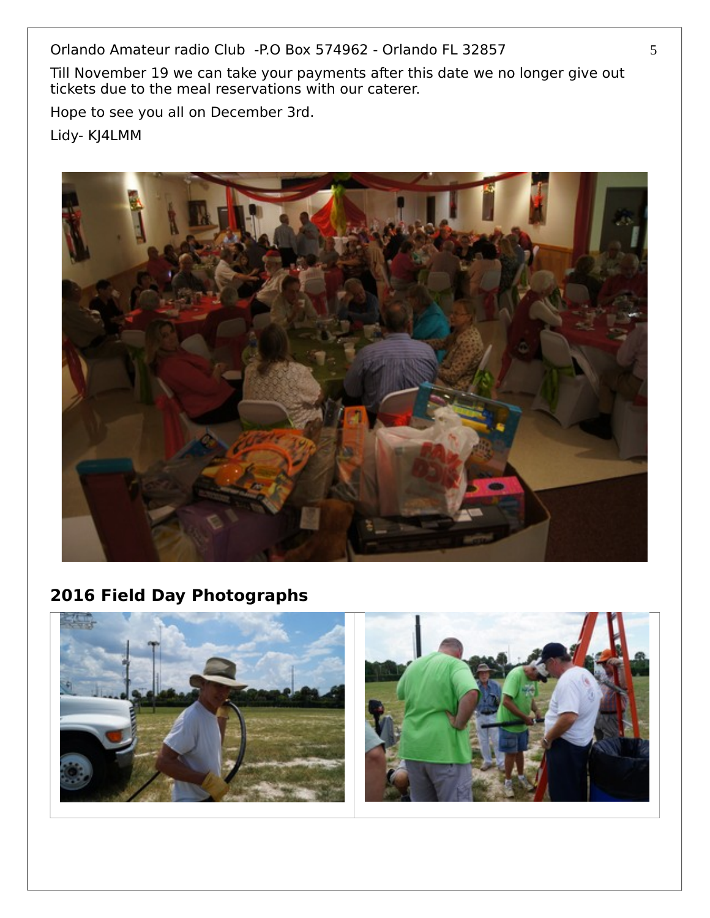Till November 19 we can take your payments after this date we no longer give out tickets due to the meal reservations with our caterer.

Hope to see you all on December 3rd.

Lidy- KJ4LMM

## 2016 Field Day Photographs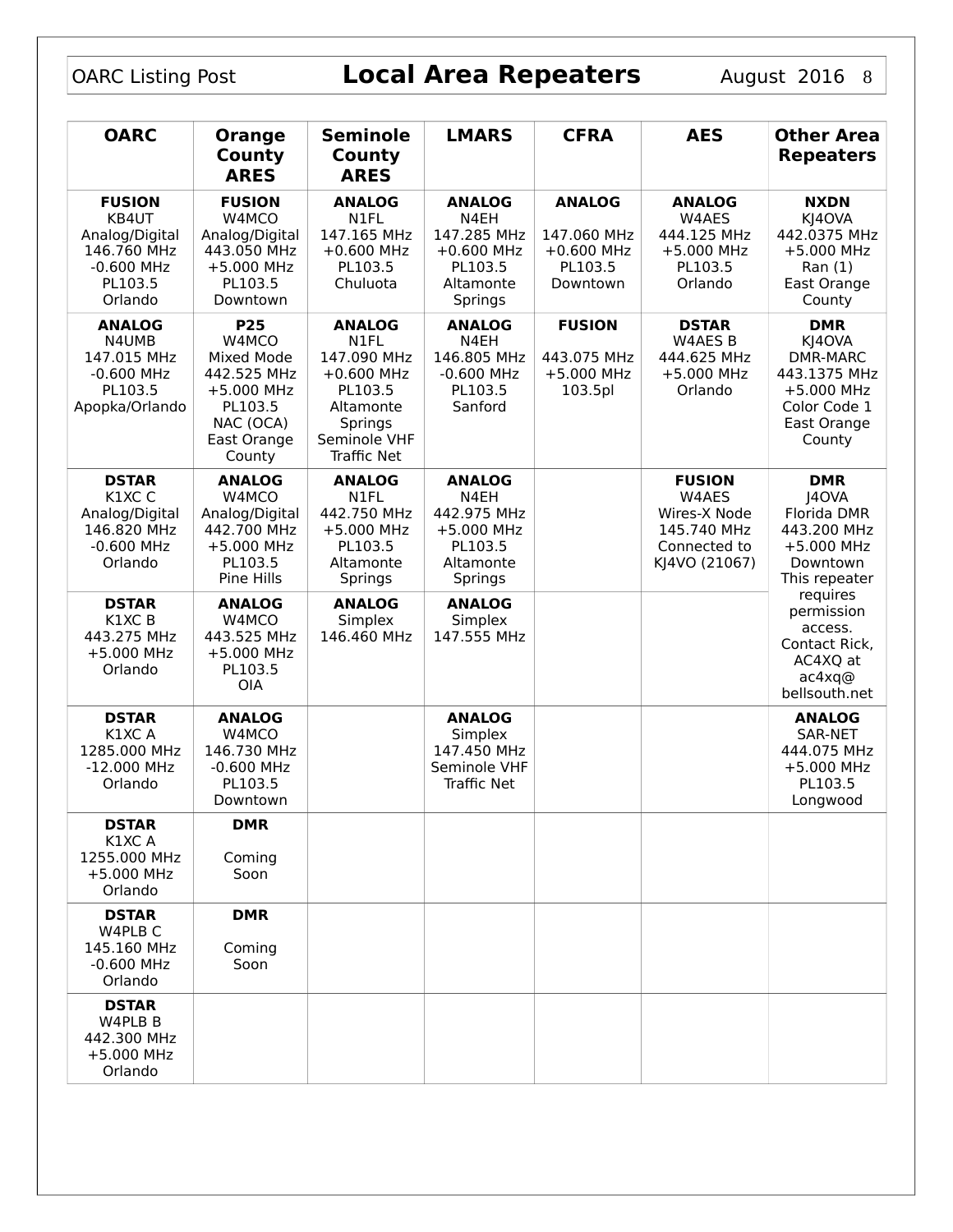## Local Area Repeaters

| OARC | Orange County ARES | Seminole County ARES | LMARS | CFRA | AES | Other Area Repeaters |
|---|---|---|---|---|---|---|
| **FUSION** KB4UT Analog/Digital 146.760 MHz -0.600 MHz PL103.5 Orlando | **FUSION** W4MCO Analog/Digital 443.050 MHz +5.000 MHz PL103.5 Downtown | **ANALOG** N1FL 147.165 MHz +0.600 MHz PL103.5 Chuluota | **ANALOG** N4EH 147.285 MHz +0.600 MHz PL103.5 Altamonte Springs | **ANALOG** 147.060 MHz +0.600 MHz PL103.5 Downtown | **ANALOG** W4AES 444.125 MHz +5.000 MHz PL103.5 Orlando | **NXDN** KJ4OVA 442.0375 MHz +5.000 MHz Ran (1) East Orange County |
| **ANALOG** N4UMB 147.015 MHz -0.600 MHz PL103.5 Apopka/Orlando | **P25** W4MCO Mixed Mode 442.525 MHz +5.000 MHz PL103.5 NAC (OCA) East Orange County | **ANALOG** N1FL 147.090 MHz +0.600 MHz PL103.5 Altamonte Springs Seminole VHF Traffic Net | **ANALOG** N4EH 146.805 MHz -0.600 MHz PL103.5 Sanford | **FUSION** 443.075 MHz +5.000 MHz 103.5pl | **DSTAR** W4AES B 444.625 MHz +5.000 MHz Orlando | **DMR** KJ4OVA DMR-MARC 443.1375 MHz +5.000 MHz Color Code 1 East Orange County |
| **DSTAR** K1XC C Analog/Digital 146.820 MHz -0.600 MHz Orlando | **ANALOG** W4MCO Analog/Digital 442.700 MHz +5.000 MHz PL103.5 Pine Hills | **ANALOG** N1FL 442.750 MHz +5.000 MHz PL103.5 Altamonte Springs | **ANALOG** N4EH 442.975 MHz +5.000 MHz PL103.5 Altamonte Springs | | **FUSION** W4AES Wires-X Node 145.740 MHz Connected to KJ4VO (21067) | **DMR** J4OVA Florida DMR 443.200 MHz +5.000 MHz Downtown This repeater requires permission access. Contact Rick, AC4XQ at ac4xq@ bellsouth.net |
| **DSTAR** K1XC B 443.275 MHz +5.000 MHz Orlando | **ANALOG** W4MCO 443.525 MHz +5.000 MHz PL103.5 OIA | **ANALOG** Simplex 146.460 MHz | **ANALOG** Simplex 147.555 MHz | | | |
| **DSTAR** K1XC A 1285.000 MHz -12.000 MHz Orlando | **ANALOG** W4MCO 146.730 MHz -0.600 MHz PL103.5 Downtown | | **ANALOG** Simplex 147.450 MHz Seminole VHF Traffic Net | | | **ANALOG** SAR-NET 444.075 MHz +5.000 MHz PL103.5 Longwood |
| **DSTAR** K1XC A 1255.000 MHz +5.000 MHz Orlando | **DMR** Coming Soon | | | | | |
| **DSTAR** W4PLB C 145.160 MHz -0.600 MHz Orlando | **DMR** Coming Soon | | | | | |
| **DSTAR** W4PLB B 442.300 MHz +5.000 MHz Orlando | | | | | | |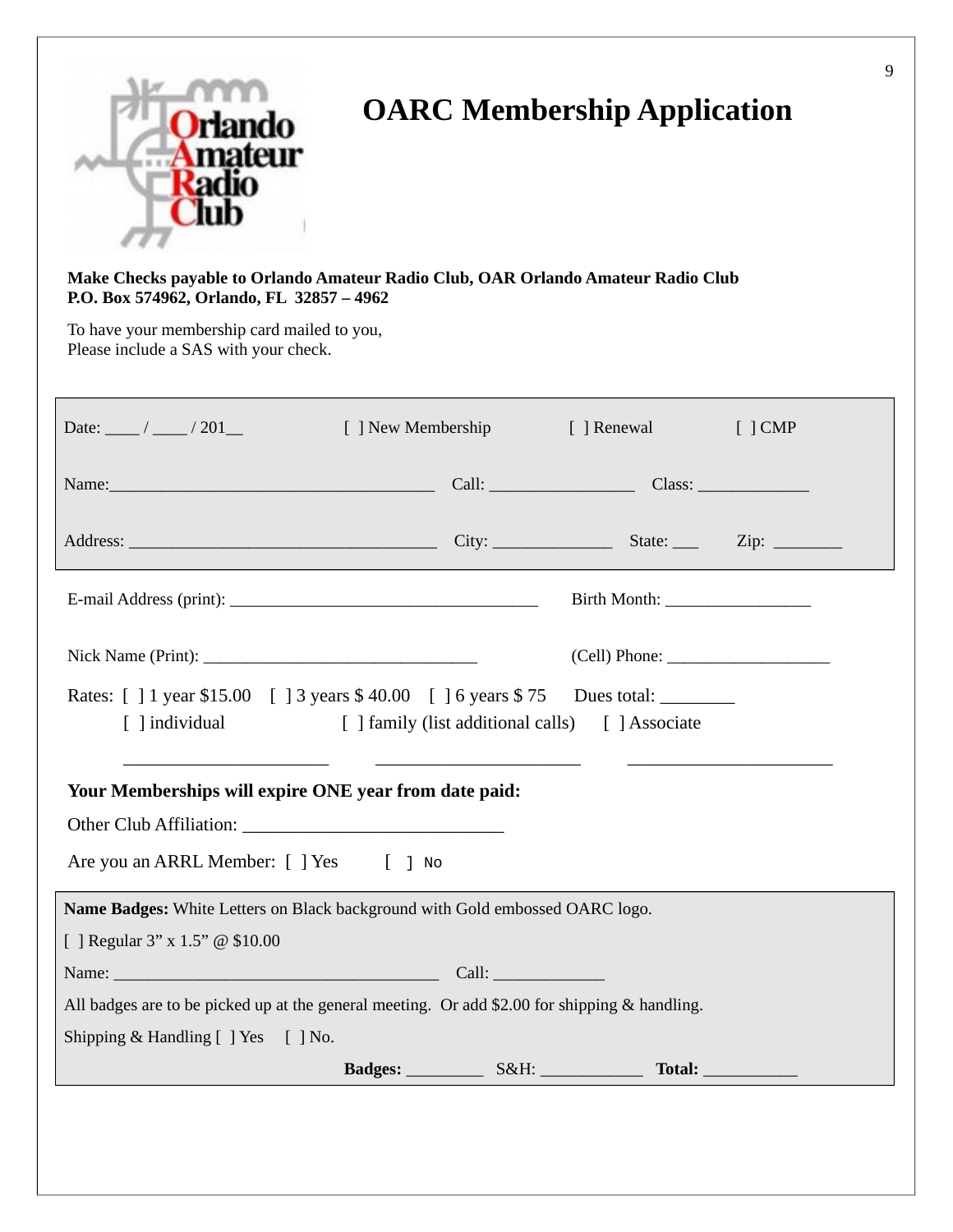# OARC Membership Application

**Make Checks payable to Orlando Amateur Radio Club, OAR Orlando Amateur Radio Club**
**P.O. Box 574962, Orlando, FL 32857 – 4962**

To have your membership card mailed to you,
Please include a SAS with your check.

Date: ____ / ____ / 201__ [ ] New Membership [ ] Renewal [ ] CMP

Name:_____________________________________ Call: ________________ Class: _____________

Address: ___________________________________ City: ______________ State: ___ Zip: ________

E-mail Address (print): ___________________________________ Birth Month: ________________

Nick Name (Print): _______________________________ (Cell) Phone: __________________

Rates: [ ] 1 year $15.00 [ ] 3 years $ 40.00 [ ] 6 years $ 75 Dues total: ________

[ ] individual [ ] family (list additional calls) [ ] Associate

______________________ ______________________ ______________________

**Your Memberships will expire ONE year from date paid:**

Other Club Affiliation: ____________________________

Are you an ARRL Member: [ ] Yes [ ] No

**Name Badges:** White Letters on Black background with Gold embossed OARC logo.

[ ] Regular 3" x 1.5" @ $10.00

Name: ______________________________________ Call: _____________

All badges are to be picked up at the general meeting. Or add $2.00 for shipping & handling.

Shipping & Handling [ ] Yes [ ] No.

**Badges:** _________ S&H: ____________ **Total:** ___________